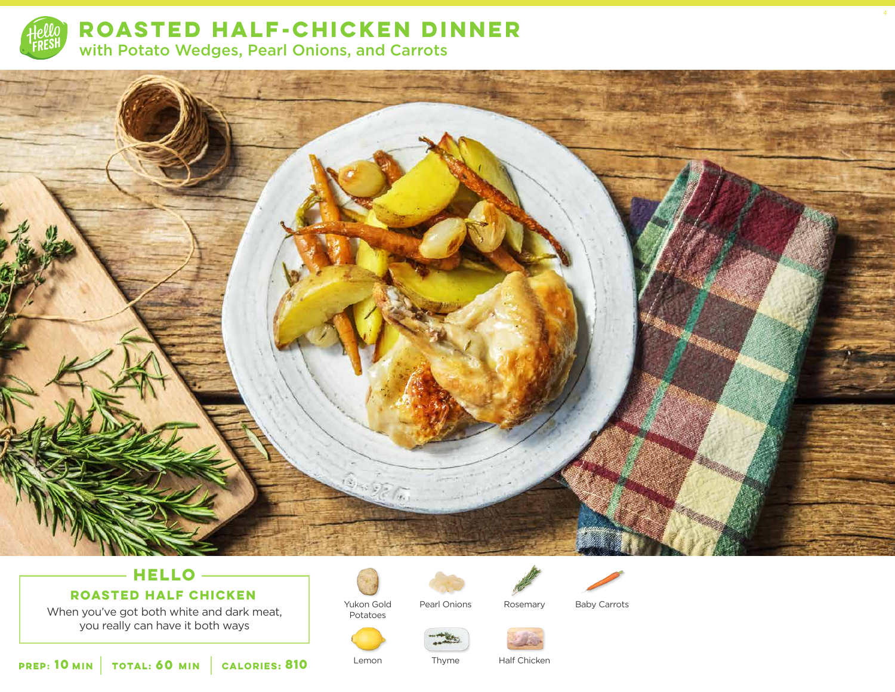# ROASTED HALF-CHICKEN DINNER

## with Potato Wedges, Pearl Onions, and Carrots

### HELLO

**ROASTED HALF CHICKEN**

When you've got both white and dark meat, you really can have it both ways

**PREP: 10 MIN** | **TOTAL: 60 MIN** | **CALORIES: 810**

- Yukon Gold Potatoes
- Pearl Onions
- Rosemary
- Baby Carrots
- Lemon
- Thyme
- Half Chicken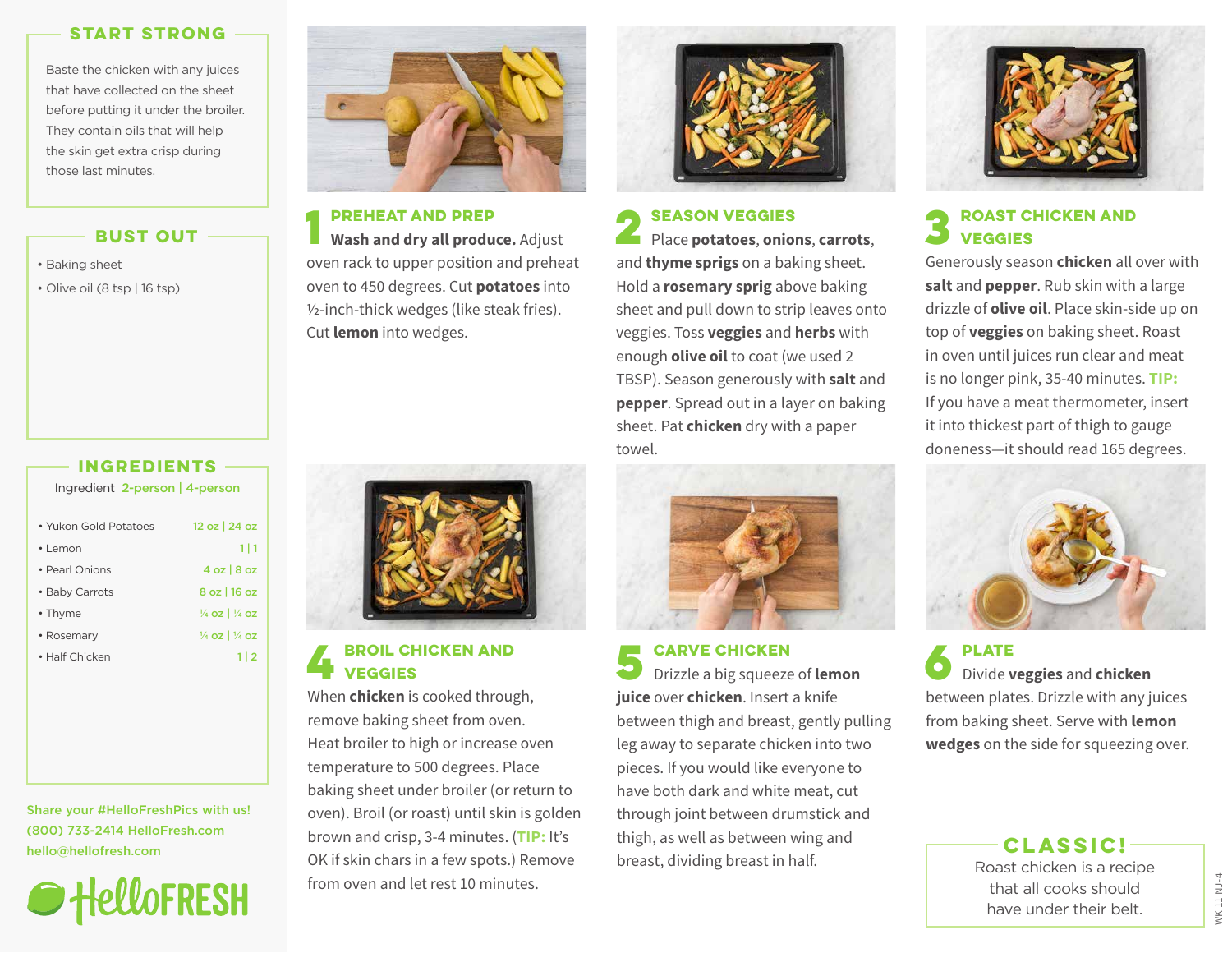## START STRONG

Baste the chicken with any juices that have collected on the sheet before putting it under the broiler. They contain oils that will help the skin get extra crisp during those last minutes.

## BUST OUT

- Baking sheet
- Olive oil (8 tsp | 16 tsp)

## INGREDIENTS

| Ingredient | 2-person \| 4-person |
| --- | --- |
| Yukon Gold Potatoes | 12 oz \| 24 oz |
| Lemon | 1 \| 1 |
| Pearl Onions | 4 oz \| 8 oz |
| Baby Carrots | 8 oz \| 16 oz |
| Thyme | ¼ oz \| ¼ oz |
| Rosemary | ¼ oz \| ¼ oz |
| Half Chicken | 1 \| 2 |

Share your #HelloFreshPics with us!
(800) 733-2414 HelloFresh.com
hello@hellofresh.com

HelloFRESH

### 1 PREHEAT AND PREP

**Wash and dry all produce.** Adjust oven rack to upper position and preheat oven to 450 degrees. Cut **potatoes** into ½-inch-thick wedges (like steak fries). Cut **lemon** into wedges.

### 2 SEASON VEGGIES

Place **potatoes**, **onions**, **carrots**, and **thyme sprigs** on a baking sheet. Hold a **rosemary sprig** above baking sheet and pull down to strip leaves onto veggies. Toss **veggies** and **herbs** with enough **olive oil** to coat (we used 2 TBSP). Season generously with **salt** and **pepper**. Spread out in a layer on baking sheet. Pat **chicken** dry with a paper towel.

### 3 ROAST CHICKEN AND VEGGIES

Generously season **chicken** all over with **salt** and **pepper**. Rub skin with a large drizzle of **olive oil**. Place skin-side up on top of **veggies** on baking sheet. Roast in oven until juices run clear and meat is no longer pink, 35-40 minutes. **TIP:** If you have a meat thermometer, insert it into thickest part of thigh to gauge doneness—it should read 165 degrees.

### 4 BROIL CHICKEN AND VEGGIES

When **chicken** is cooked through, remove baking sheet from oven. Heat broiler to high or increase oven temperature to 500 degrees. Place baking sheet under broiler (or return to oven). Broil (or roast) until skin is golden brown and crisp, 3-4 minutes. (**TIP:** It's OK if skin chars in a few spots.) Remove from oven and let rest 10 minutes.

### 5 CARVE CHICKEN

Drizzle a big squeeze of **lemon juice** over **chicken**. Insert a knife between thigh and breast, gently pulling leg away to separate chicken into two pieces. If you would like everyone to have both dark and white meat, cut through joint between drumstick and thigh, as well as between wing and breast, dividing breast in half.

### 6 PLATE

Divide **veggies** and **chicken** between plates. Drizzle with any juices from baking sheet. Serve with **lemon wedges** on the side for squeezing over.

## CLASSIC!

Roast chicken is a recipe that all cooks should have under their belt.

WK 11 NJ-4